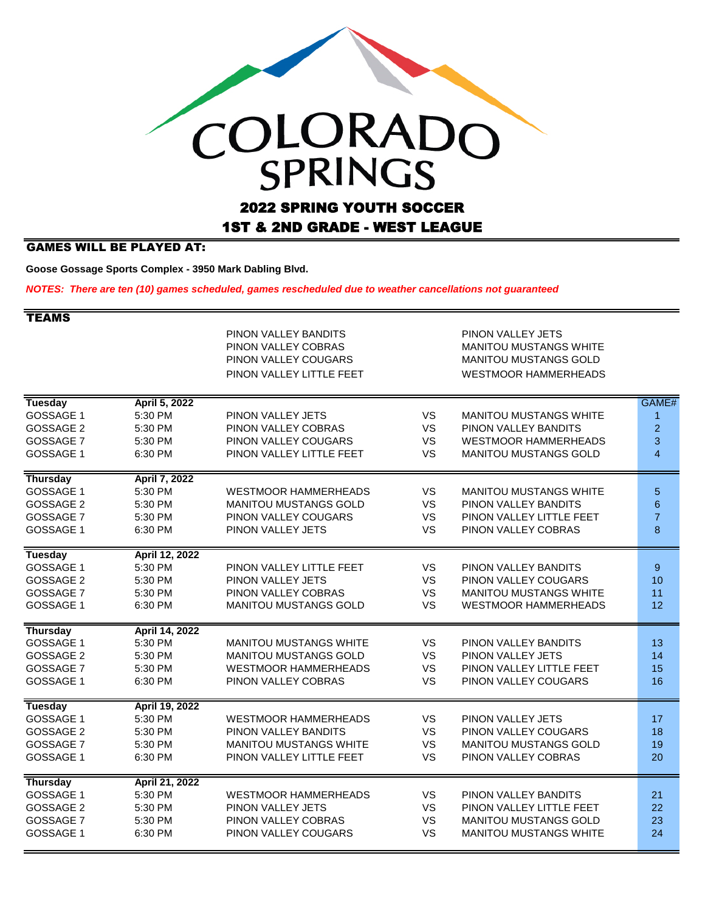# COLORADO SPRINGS

## 2022 SPRING YOUTH SOCCER

## 1ST & 2ND GRADE - WEST LEAGUE

### GAMES WILL BE PLAYED AT:

**Goose Gossage Sports Complex - 3950 Mark Dabling Blvd.**

***NOTES: There are ten (10) games scheduled, games rescheduled due to weather cancellations not guaranteed***

### TEAMS

| | |
|---|---|
| PINON VALLEY BANDITS | PINON VALLEY JETS |
| PINON VALLEY COBRAS | MANITOU MUSTANGS WHITE |
| PINON VALLEY COUGARS | MANITOU MUSTANGS GOLD |
| PINON VALLEY LITTLE FEET | WESTMOOR HAMMERHEADS |

| Field | Time | Team | | Team | GAME# |
|---|---|---|---|---|---|
| **Tuesday** | **April 5, 2022** | | | | |
| GOSSAGE 1 | 5:30 PM | PINON VALLEY JETS | VS | MANITOU MUSTANGS WHITE | 1 |
| GOSSAGE 2 | 5:30 PM | PINON VALLEY COBRAS | VS | PINON VALLEY BANDITS | 2 |
| GOSSAGE 7 | 5:30 PM | PINON VALLEY COUGARS | VS | WESTMOOR HAMMERHEADS | 3 |
| GOSSAGE 1 | 6:30 PM | PINON VALLEY LITTLE FEET | VS | MANITOU MUSTANGS GOLD | 4 |
| **Thursday** | **April 7, 2022** | | | | |
| GOSSAGE 1 | 5:30 PM | WESTMOOR HAMMERHEADS | VS | MANITOU MUSTANGS WHITE | 5 |
| GOSSAGE 2 | 5:30 PM | MANITOU MUSTANGS GOLD | VS | PINON VALLEY BANDITS | 6 |
| GOSSAGE 7 | 5:30 PM | PINON VALLEY COUGARS | VS | PINON VALLEY LITTLE FEET | 7 |
| GOSSAGE 1 | 6:30 PM | PINON VALLEY JETS | VS | PINON VALLEY COBRAS | 8 |
| **Tuesday** | **April 12, 2022** | | | | |
| GOSSAGE 1 | 5:30 PM | PINON VALLEY LITTLE FEET | VS | PINON VALLEY BANDITS | 9 |
| GOSSAGE 2 | 5:30 PM | PINON VALLEY JETS | VS | PINON VALLEY COUGARS | 10 |
| GOSSAGE 7 | 5:30 PM | PINON VALLEY COBRAS | VS | MANITOU MUSTANGS WHITE | 11 |
| GOSSAGE 1 | 6:30 PM | MANITOU MUSTANGS GOLD | VS | WESTMOOR HAMMERHEADS | 12 |
| **Thursday** | **April 14, 2022** | | | | |
| GOSSAGE 1 | 5:30 PM | MANITOU MUSTANGS WHITE | VS | PINON VALLEY BANDITS | 13 |
| GOSSAGE 2 | 5:30 PM | MANITOU MUSTANGS GOLD | VS | PINON VALLEY JETS | 14 |
| GOSSAGE 7 | 5:30 PM | WESTMOOR HAMMERHEADS | VS | PINON VALLEY LITTLE FEET | 15 |
| GOSSAGE 1 | 6:30 PM | PINON VALLEY COBRAS | VS | PINON VALLEY COUGARS | 16 |
| **Tuesday** | **April 19, 2022** | | | | |
| GOSSAGE 1 | 5:30 PM | WESTMOOR HAMMERHEADS | VS | PINON VALLEY JETS | 17 |
| GOSSAGE 2 | 5:30 PM | PINON VALLEY BANDITS | VS | PINON VALLEY COUGARS | 18 |
| GOSSAGE 7 | 5:30 PM | MANITOU MUSTANGS WHITE | VS | MANITOU MUSTANGS GOLD | 19 |
| GOSSAGE 1 | 6:30 PM | PINON VALLEY LITTLE FEET | VS | PINON VALLEY COBRAS | 20 |
| **Thursday** | **April 21, 2022** | | | | |
| GOSSAGE 1 | 5:30 PM | WESTMOOR HAMMERHEADS | VS | PINON VALLEY BANDITS | 21 |
| GOSSAGE 2 | 5:30 PM | PINON VALLEY JETS | VS | PINON VALLEY LITTLE FEET | 22 |
| GOSSAGE 7 | 5:30 PM | PINON VALLEY COBRAS | VS | MANITOU MUSTANGS GOLD | 23 |
| GOSSAGE 1 | 6:30 PM | PINON VALLEY COUGARS | VS | MANITOU MUSTANGS WHITE | 24 |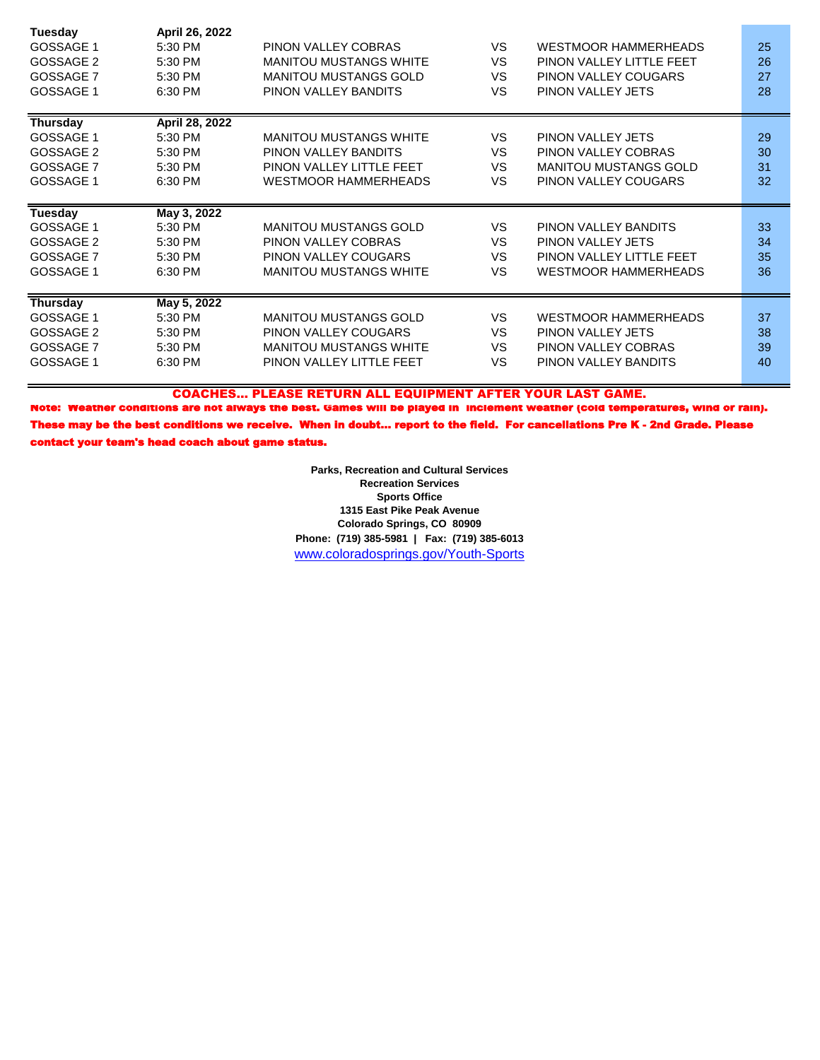| | | | | | |
|---|---|---|---|---|---|
| **Tuesday** | **April 26, 2022** | | | | |
| GOSSAGE 1 | 5:30 PM | PINON VALLEY COBRAS | VS | WESTMOOR HAMMERHEADS | 25 |
| GOSSAGE 2 | 5:30 PM | MANITOU MUSTANGS WHITE | VS | PINON VALLEY LITTLE FEET | 26 |
| GOSSAGE 7 | 5:30 PM | MANITOU MUSTANGS GOLD | VS | PINON VALLEY COUGARS | 27 |
| GOSSAGE 1 | 6:30 PM | PINON VALLEY BANDITS | VS | PINON VALLEY JETS | 28 |
| **Thursday** | **April 28, 2022** | | | | |
| GOSSAGE 1 | 5:30 PM | MANITOU MUSTANGS WHITE | VS | PINON VALLEY JETS | 29 |
| GOSSAGE 2 | 5:30 PM | PINON VALLEY BANDITS | VS | PINON VALLEY COBRAS | 30 |
| GOSSAGE 7 | 5:30 PM | PINON VALLEY LITTLE FEET | VS | MANITOU MUSTANGS GOLD | 31 |
| GOSSAGE 1 | 6:30 PM | WESTMOOR HAMMERHEADS | VS | PINON VALLEY COUGARS | 32 |
| **Tuesday** | **May 3, 2022** | | | | |
| GOSSAGE 1 | 5:30 PM | MANITOU MUSTANGS GOLD | VS | PINON VALLEY BANDITS | 33 |
| GOSSAGE 2 | 5:30 PM | PINON VALLEY COBRAS | VS | PINON VALLEY JETS | 34 |
| GOSSAGE 7 | 5:30 PM | PINON VALLEY COUGARS | VS | PINON VALLEY LITTLE FEET | 35 |
| GOSSAGE 1 | 6:30 PM | MANITOU MUSTANGS WHITE | VS | WESTMOOR HAMMERHEADS | 36 |
| **Thursday** | **May 5, 2022** | | | | |
| GOSSAGE 1 | 5:30 PM | MANITOU MUSTANGS GOLD | VS | WESTMOOR HAMMERHEADS | 37 |
| GOSSAGE 2 | 5:30 PM | PINON VALLEY COUGARS | VS | PINON VALLEY JETS | 38 |
| GOSSAGE 7 | 5:30 PM | MANITOU MUSTANGS WHITE | VS | PINON VALLEY COBRAS | 39 |
| GOSSAGE 1 | 6:30 PM | PINON VALLEY LITTLE FEET | VS | PINON VALLEY BANDITS | 40 |

**COACHES… PLEASE RETURN ALL EQUIPMENT AFTER YOUR LAST GAME.**

**Note: Weather conditions are not always the best. Games will be played in inclement weather (cold temperatures, wind or rain). These may be the best conditions we receive. When in doubt… report to the field. For cancellations Pre K - 2nd Grade. Please contact your team's head coach about game status.**

**Parks, Recreation and Cultural Services**
**Recreation Services**
**Sports Office**
**1315 East Pike Peak Avenue**
**Colorado Springs, CO 80909**
**Phone: (719) 385-5981 | Fax: (719) 385-6013**
www.coloradosprings.gov/Youth-Sports